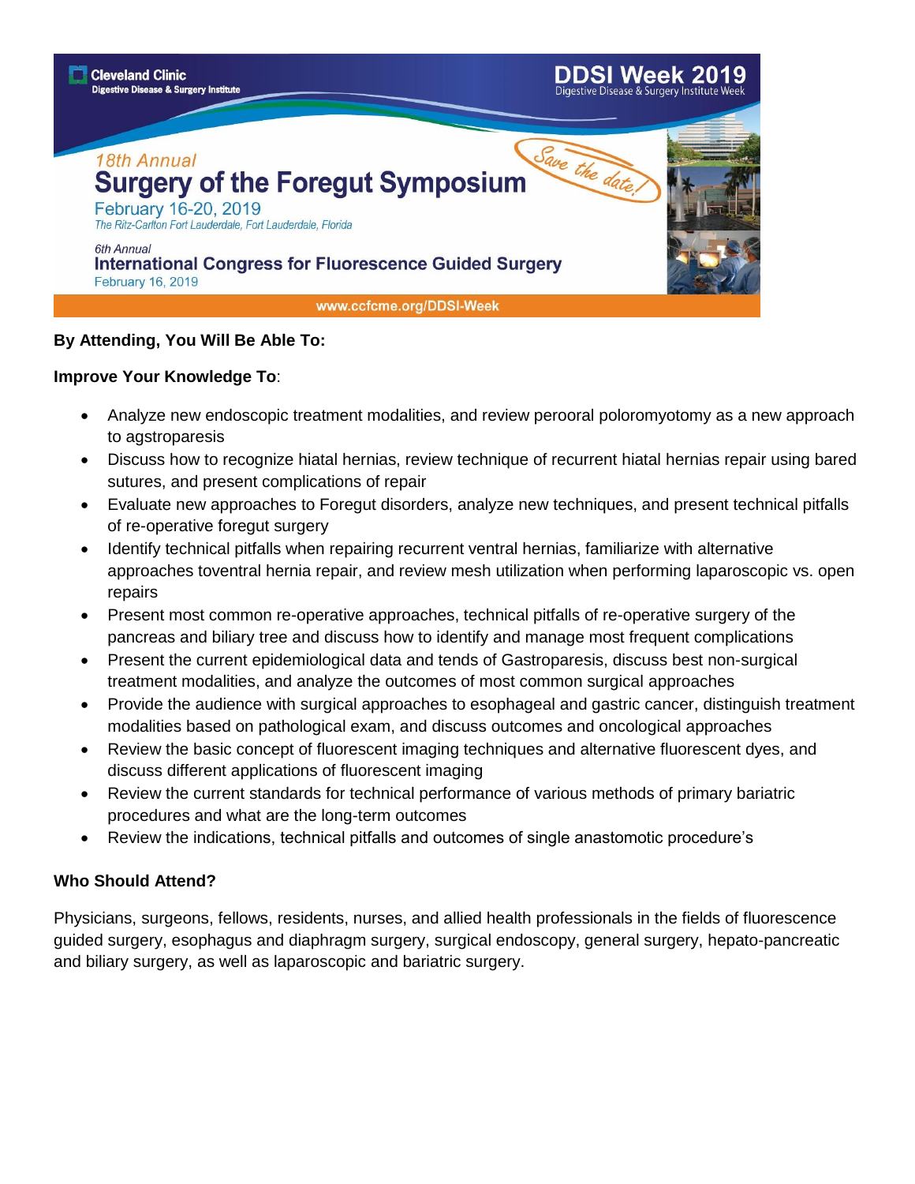Cleveland Clinic
Digestive Disease & Surgery Institute

# DDSI Week 2019
Digestive Disease & Surgery Institute Week

*18th Annual*

## Surgery of the Foregut Symposium

*Save the date!*

February 16-20, 2019

*The Ritz-Carlton Fort Lauderdale, Fort Lauderdale, Florida*

*6th Annual*

## International Congress for Fluorescence Guided Surgery

February 16, 2019

www.ccfcme.org/DDSI-Week

**By Attending, You Will Be Able To:**

**Improve Your Knowledge To**:

- Analyze new endoscopic treatment modalities, and review peroral poloromyotomy as a new approach to agstroparesis
- Discuss how to recognize hiatal hernias, review technique of recurrent hiatal hernias repair using bared sutures, and present complications of repair
- Evaluate new approaches to Foregut disorders, analyze new techniques, and present technical pitfalls of re-operative foregut surgery
- Identify technical pitfalls when repairing recurrent ventral hernias, familiarize with alternative approaches toventral hernia repair, and review mesh utilization when performing laparoscopic vs. open repairs
- Present most common re-operative approaches, technical pitfalls of re-operative surgery of the pancreas and biliary tree and discuss how to identify and manage most frequent complications
- Present the current epidemiological data and tends of Gastroparesis, discuss best non-surgical treatment modalities, and analyze the outcomes of most common surgical approaches
- Provide the audience with surgical approaches to esophageal and gastric cancer, distinguish treatment modalities based on pathological exam, and discuss outcomes and oncological approaches
- Review the basic concept of fluorescent imaging techniques and alternative fluorescent dyes, and discuss different applications of fluorescent imaging
- Review the current standards for technical performance of various methods of primary bariatric procedures and what are the long-term outcomes
- Review the indications, technical pitfalls and outcomes of single anastomotic procedure's

**Who Should Attend?**

Physicians, surgeons, fellows, residents, nurses, and allied health professionals in the fields of fluorescence guided surgery, esophagus and diaphragm surgery, surgical endoscopy, general surgery, hepato-pancreatic and biliary surgery, as well as laparoscopic and bariatric surgery.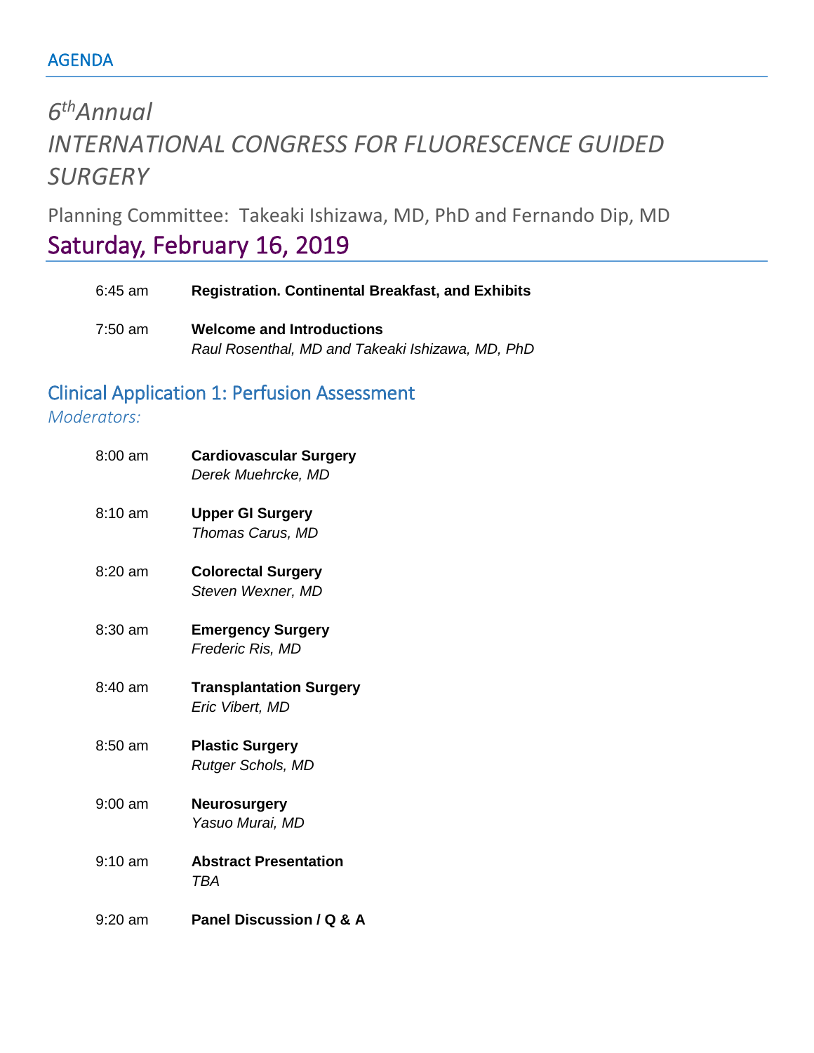AGENDA

# $6^{th}$ Annual INTERNATIONAL CONGRESS FOR FLUORESCENCE GUIDED SURGERY

Planning Committee: Takeaki Ishizawa, MD, PhD and Fernando Dip, MD

## Saturday, February 16, 2019

6:45 am **Registration. Continental Breakfast, and Exhibits**

7:50 am **Welcome and Introductions**
*Raul Rosenthal, MD and Takeaki Ishizawa, MD, PhD*

### Clinical Application 1: Perfusion Assessment

*Moderators:*

8:00 am **Cardiovascular Surgery**
*Derek Muehrcke, MD*

8:10 am **Upper GI Surgery**
*Thomas Carus, MD*

8:20 am **Colorectal Surgery**
*Steven Wexner, MD*

8:30 am **Emergency Surgery**
*Frederic Ris, MD*

8:40 am **Transplantation Surgery**
*Eric Vibert, MD*

8:50 am **Plastic Surgery**
*Rutger Schols, MD*

9:00 am **Neurosurgery**
*Yasuo Murai, MD*

9:10 am **Abstract Presentation**
*TBA*

9:20 am **Panel Discussion / Q & A**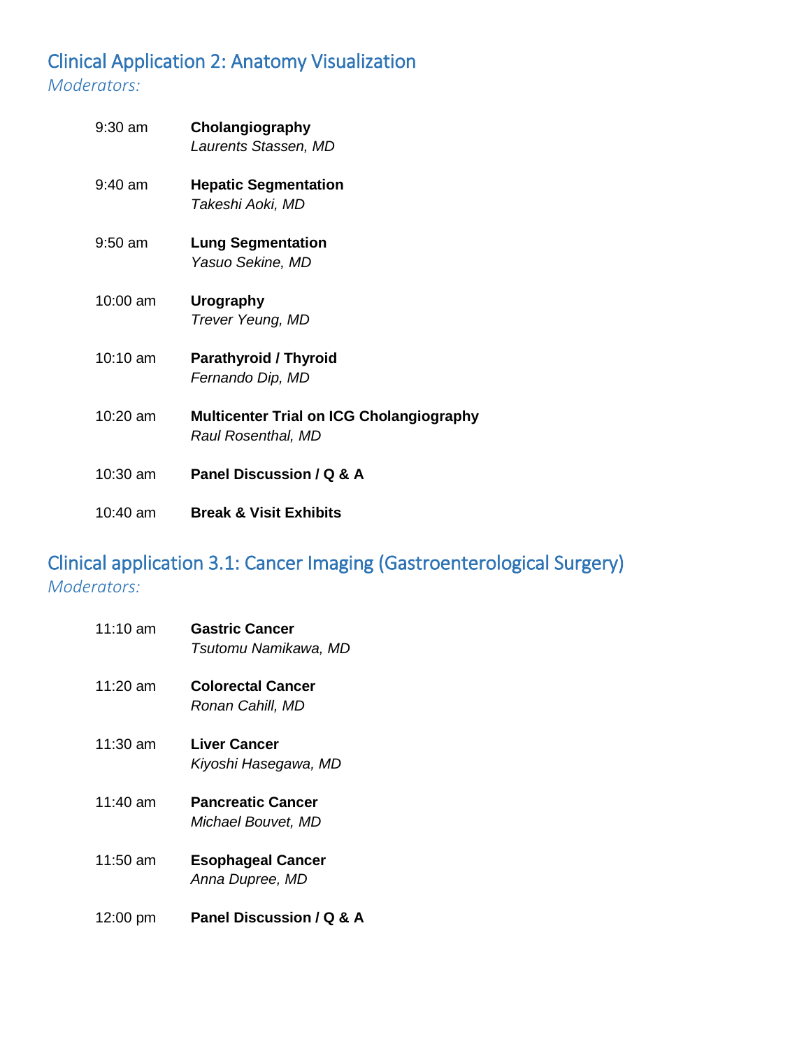## Clinical Application 2: Anatomy Visualization

*Moderators:*

| | |
|---|---|
| 9:30 am | **Cholangiography**<br>*Laurents Stassen, MD* |
| 9:40 am | **Hepatic Segmentation**<br>*Takeshi Aoki, MD* |
| 9:50 am | **Lung Segmentation**<br>*Yasuo Sekine, MD* |
| 10:00 am | **Urography**<br>*Trever Yeung, MD* |
| 10:10 am | **Parathyroid / Thyroid**<br>*Fernando Dip, MD* |
| 10:20 am | **Multicenter Trial on ICG Cholangiography**<br>*Raul Rosenthal, MD* |
| 10:30 am | **Panel Discussion / Q & A** |
| 10:40 am | **Break & Visit Exhibits** |

## Clinical application 3.1: Cancer Imaging (Gastroenterological Surgery)

*Moderators:*

| | |
|---|---|
| 11:10 am | **Gastric Cancer**<br>*Tsutomu Namikawa, MD* |
| 11:20 am | **Colorectal Cancer**<br>*Ronan Cahill, MD* |
| 11:30 am | **Liver Cancer**<br>*Kiyoshi Hasegawa, MD* |
| 11:40 am | **Pancreatic Cancer**<br>*Michael Bouvet, MD* |
| 11:50 am | **Esophageal Cancer**<br>*Anna Dupree, MD* |
| 12:00 pm | **Panel Discussion / Q & A** |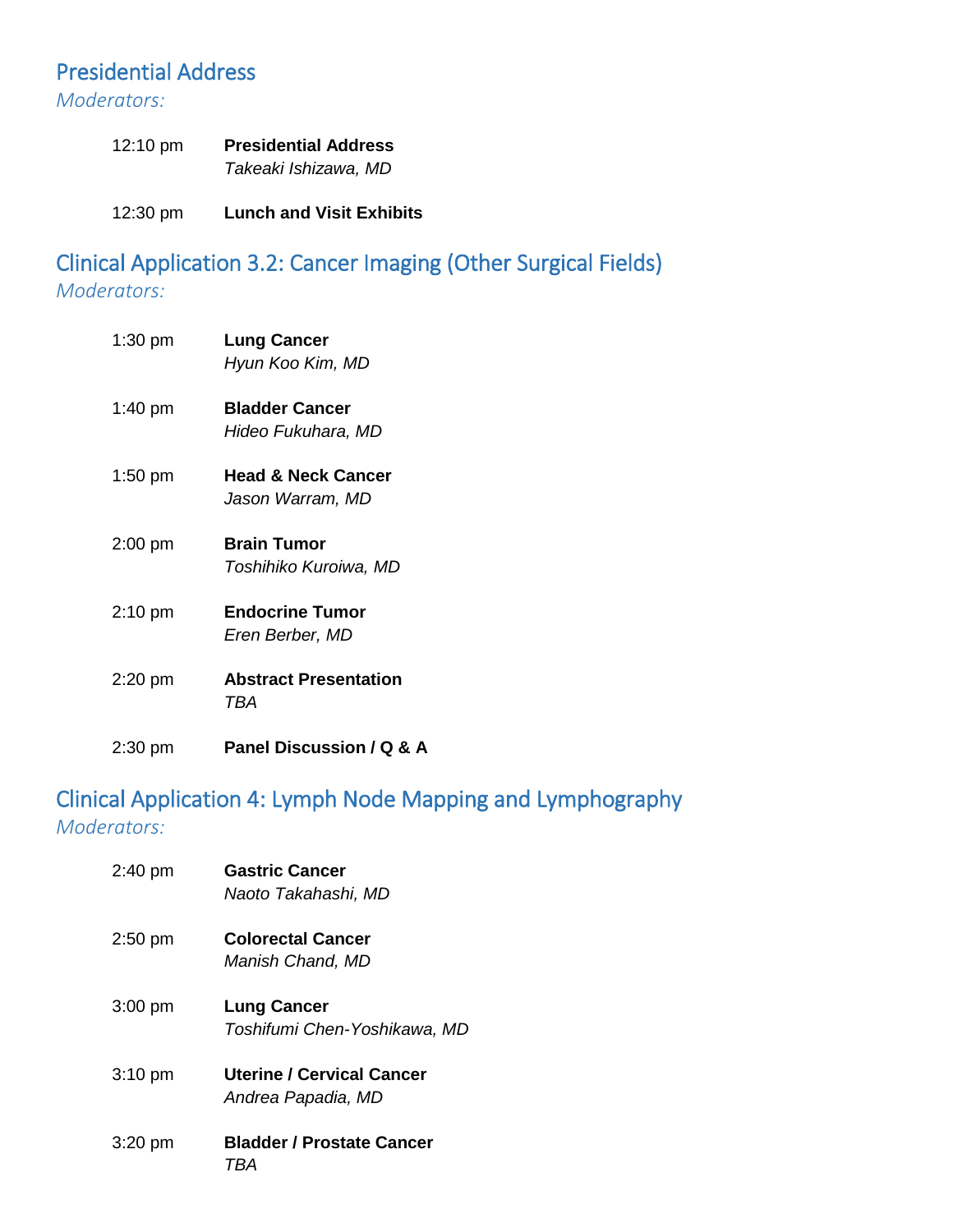## Presidential Address

*Moderators:*

12:10 pm **Presidential Address**
*Takeaki Ishizawa, MD*

12:30 pm **Lunch and Visit Exhibits**

## Clinical Application 3.2: Cancer Imaging (Other Surgical Fields)

*Moderators:*

1:30 pm **Lung Cancer**
*Hyun Koo Kim, MD*

1:40 pm **Bladder Cancer**
*Hideo Fukuhara, MD*

1:50 pm **Head & Neck Cancer**
*Jason Warram, MD*

2:00 pm **Brain Tumor**
*Toshihiko Kuroiwa, MD*

2:10 pm **Endocrine Tumor**
*Eren Berber, MD*

2:20 pm **Abstract Presentation**
*TBA*

2:30 pm **Panel Discussion / Q & A**

## Clinical Application 4: Lymph Node Mapping and Lymphography

*Moderators:*

2:40 pm **Gastric Cancer**
*Naoto Takahashi, MD*

2:50 pm **Colorectal Cancer**
*Manish Chand, MD*

3:00 pm **Lung Cancer**
*Toshifumi Chen-Yoshikawa, MD*

3:10 pm **Uterine / Cervical Cancer**
*Andrea Papadia, MD*

3:20 pm **Bladder / Prostate Cancer**
*TBA*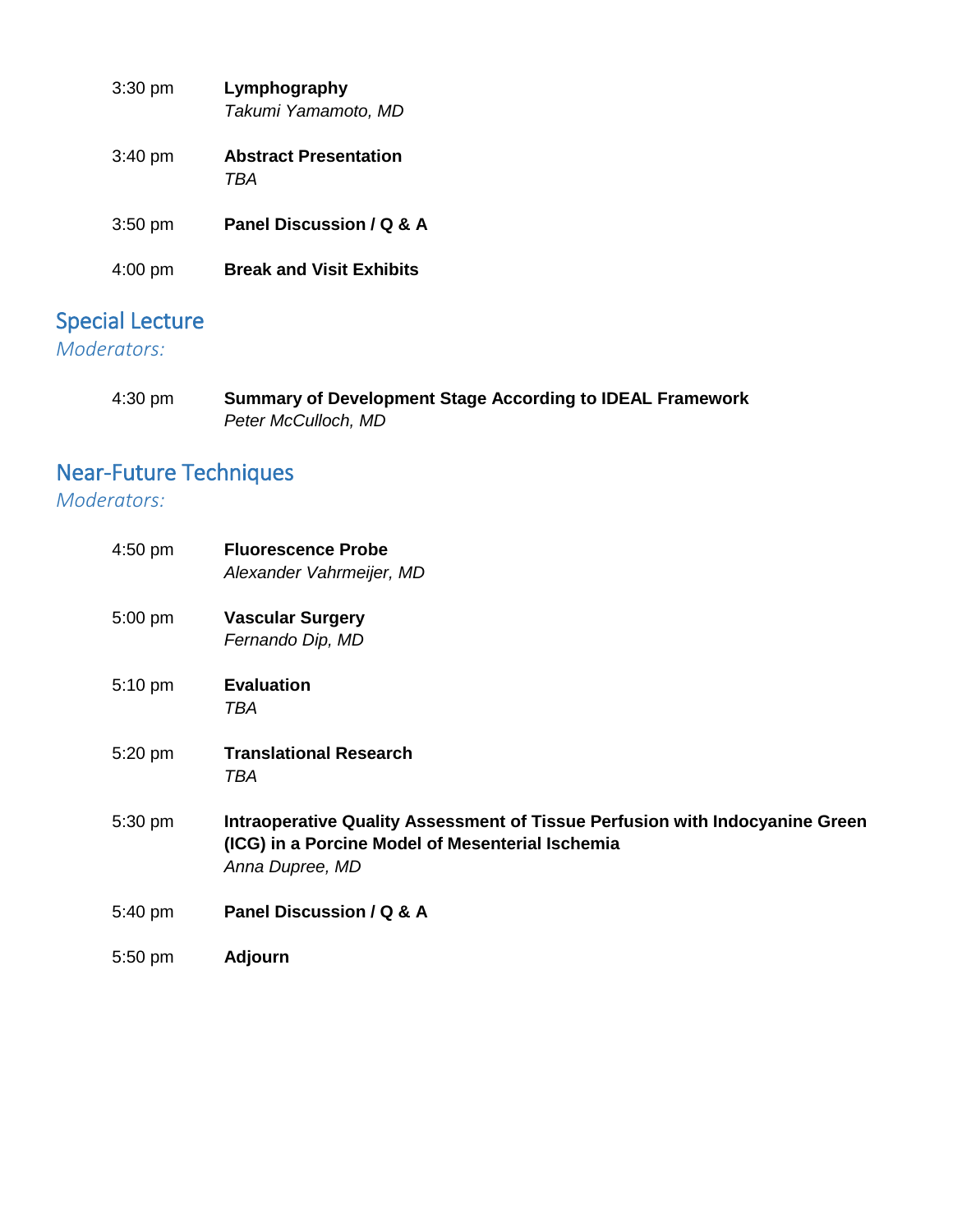3:30 pm **Lymphography**
*Takumi Yamamoto, MD*

3:40 pm **Abstract Presentation**
*TBA*

3:50 pm **Panel Discussion / Q & A**

4:00 pm **Break and Visit Exhibits**

## Special Lecture

*Moderators:*

4:30 pm **Summary of Development Stage According to IDEAL Framework**
*Peter McCulloch, MD*

## Near-Future Techniques

*Moderators:*

4:50 pm **Fluorescence Probe**
*Alexander Vahrmeijer, MD*

5:00 pm **Vascular Surgery**
*Fernando Dip, MD*

5:10 pm **Evaluation**
*TBA*

5:20 pm **Translational Research**
*TBA*

5:30 pm **Intraoperative Quality Assessment of Tissue Perfusion with Indocyanine Green (ICG) in a Porcine Model of Mesenterial Ischemia**
*Anna Dupree, MD*

5:40 pm **Panel Discussion / Q & A**

5:50 pm **Adjourn**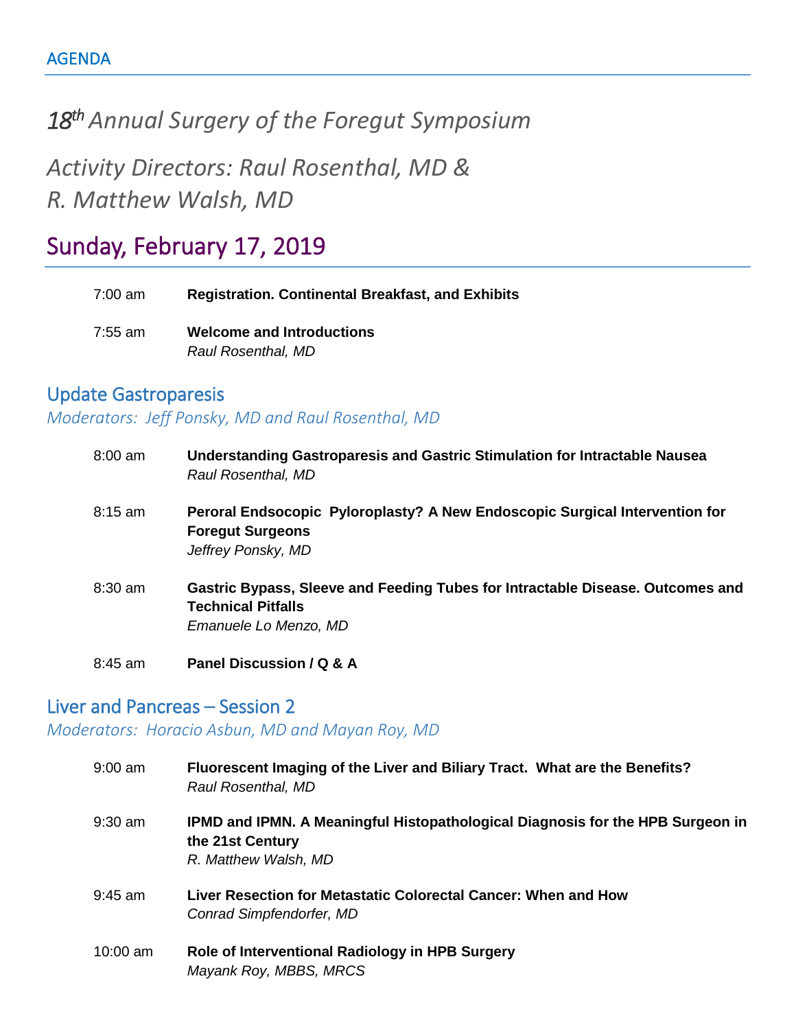AGENDA

# *18th Annual Surgery of the Foregut Symposium*

## *Activity Directors: Raul Rosenthal, MD & R. Matthew Walsh, MD*

## Sunday, February 17, 2019

7:00 am **Registration. Continental Breakfast, and Exhibits**

7:55 am **Welcome and Introductions**
*Raul Rosenthal, MD*

### Update Gastroparesis

*Moderators: Jeff Ponsky, MD and Raul Rosenthal, MD*

8:00 am **Understanding Gastroparesis and Gastric Stimulation for Intractable Nausea**
*Raul Rosenthal, MD*

8:15 am **Peroral Endsocopic Pyloroplasty? A New Endoscopic Surgical Intervention for Foregut Surgeons**
*Jeffrey Ponsky, MD*

8:30 am **Gastric Bypass, Sleeve and Feeding Tubes for Intractable Disease. Outcomes and Technical Pitfalls**
*Emanuele Lo Menzo, MD*

8:45 am **Panel Discussion / Q & A**

### Liver and Pancreas – Session 2

*Moderators: Horacio Asbun, MD and Mayan Roy, MD*

9:00 am **Fluorescent Imaging of the Liver and Biliary Tract. What are the Benefits?**
*Raul Rosenthal, MD*

9:30 am **IPMD and IPMN. A Meaningful Histopathological Diagnosis for the HPB Surgeon in the 21st Century**
*R. Matthew Walsh, MD*

9:45 am **Liver Resection for Metastatic Colorectal Cancer: When and How**
*Conrad Simpfendorfer, MD*

10:00 am **Role of Interventional Radiology in HPB Surgery**
*Mayank Roy, MBBS, MRCS*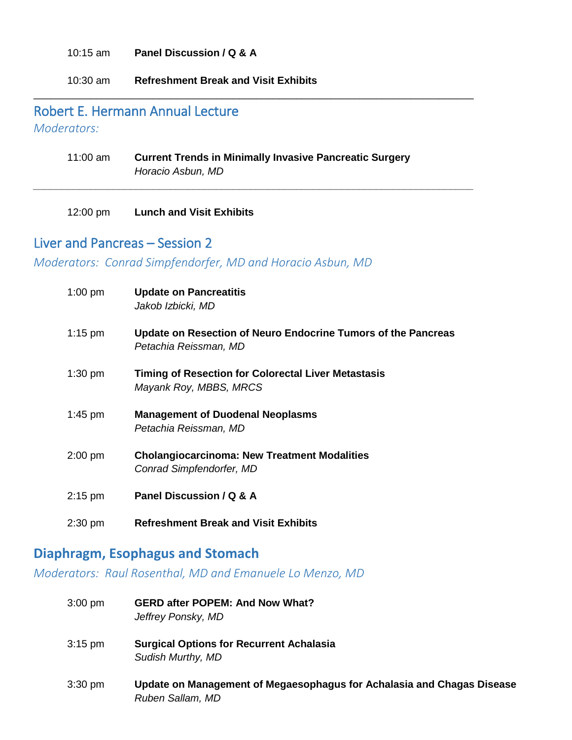10:15 am **Panel Discussion / Q & A**

10:30 am **Refreshment Break and Visit Exhibits**

---

## Robert E. Hermann Annual Lecture

*Moderators:*

11:00 am **Current Trends in Minimally Invasive Pancreatic Surgery**
*Horacio Asbun, MD*

---

12:00 pm **Lunch and Visit Exhibits**

## Liver and Pancreas – Session 2

*Moderators: Conrad Simpfendorfer, MD and Horacio Asbun, MD*

1:00 pm **Update on Pancreatitis**
*Jakob Izbicki, MD*

1:15 pm **Update on Resection of Neuro Endocrine Tumors of the Pancreas**
*Petachia Reissman, MD*

1:30 pm **Timing of Resection for Colorectal Liver Metastasis**
*Mayank Roy, MBBS, MRCS*

1:45 pm **Management of Duodenal Neoplasms**
*Petachia Reissman, MD*

2:00 pm **Cholangiocarcinoma: New Treatment Modalities**
*Conrad Simpfendorfer, MD*

2:15 pm **Panel Discussion / Q & A**

2:30 pm **Refreshment Break and Visit Exhibits**

## Diaphragm, Esophagus and Stomach

*Moderators: Raul Rosenthal, MD and Emanuele Lo Menzo, MD*

3:00 pm **GERD after POPEM: And Now What?**
*Jeffrey Ponsky, MD*

3:15 pm **Surgical Options for Recurrent Achalasia**
*Sudish Murthy, MD*

3:30 pm **Update on Management of Megaesophagus for Achalasia and Chagas Disease**
*Ruben Sallam, MD*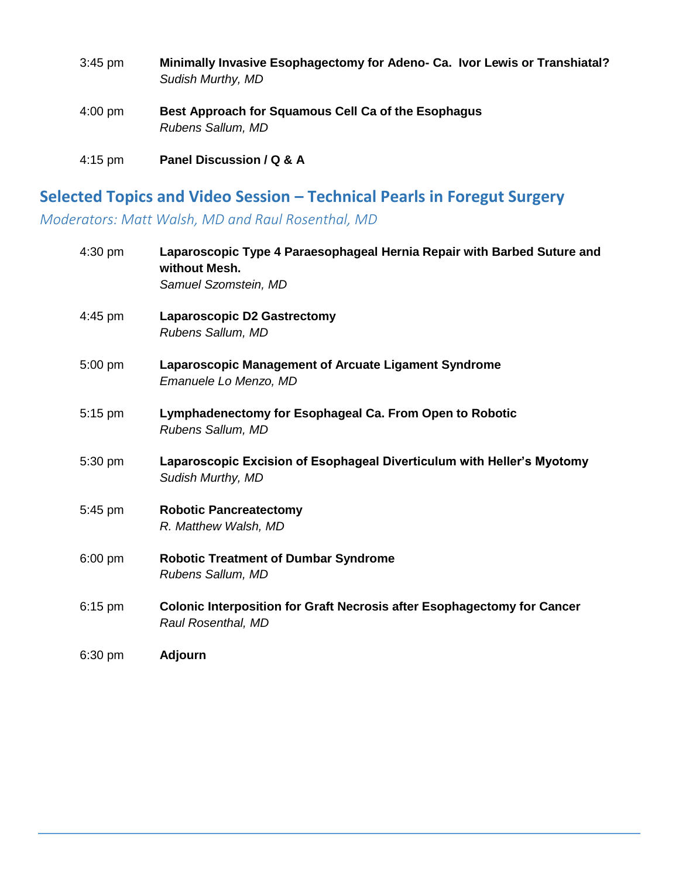3:45 pm **Minimally Invasive Esophagectomy for Adeno- Ca. Ivor Lewis or Transhiatal?**
*Sudish Murthy, MD*

4:00 pm **Best Approach for Squamous Cell Ca of the Esophagus**
*Rubens Sallum, MD*

4:15 pm **Panel Discussion / Q & A**

## Selected Topics and Video Session – Technical Pearls in Foregut Surgery

*Moderators: Matt Walsh, MD and Raul Rosenthal, MD*

4:30 pm **Laparoscopic Type 4 Paraesophageal Hernia Repair with Barbed Suture and without Mesh.**
*Samuel Szomstein, MD*

4:45 pm **Laparoscopic D2 Gastrectomy**
*Rubens Sallum, MD*

5:00 pm **Laparoscopic Management of Arcuate Ligament Syndrome**
*Emanuele Lo Menzo, MD*

5:15 pm **Lymphadenectomy for Esophageal Ca. From Open to Robotic**
*Rubens Sallum, MD*

5:30 pm **Laparoscopic Excision of Esophageal Diverticulum with Heller's Myotomy**
*Sudish Murthy, MD*

5:45 pm **Robotic Pancreatectomy**
*R. Matthew Walsh, MD*

6:00 pm **Robotic Treatment of Dumbar Syndrome**
*Rubens Sallum, MD*

6:15 pm **Colonic Interposition for Graft Necrosis after Esophagectomy for Cancer**
*Raul Rosenthal, MD*

6:30 pm **Adjourn**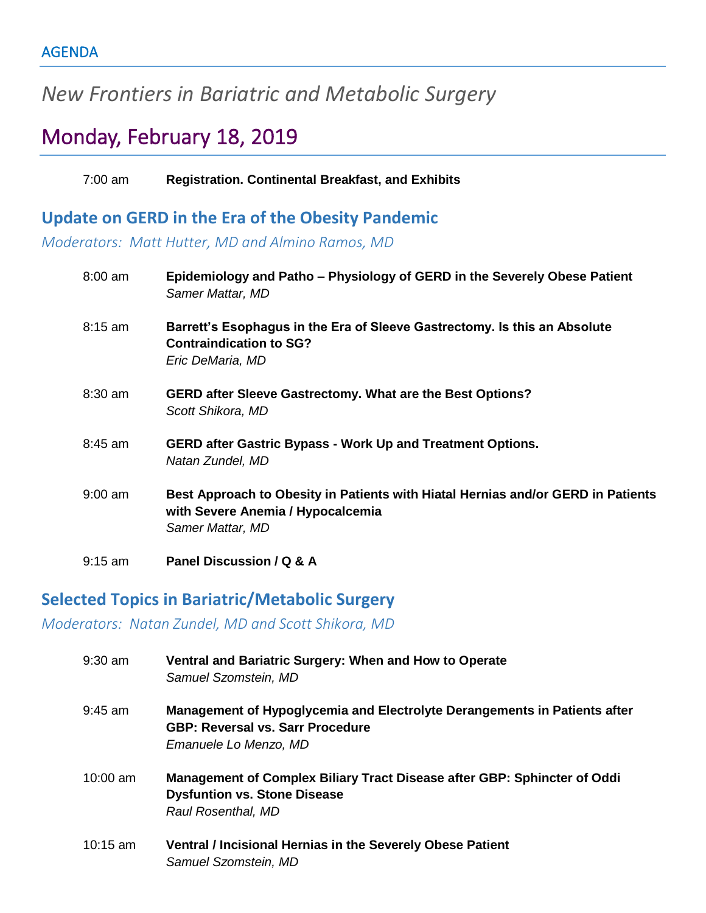AGENDA

# *New Frontiers in Bariatric and Metabolic Surgery*

## Monday, February 18, 2019

7:00 am **Registration. Continental Breakfast, and Exhibits**

### Update on GERD in the Era of the Obesity Pandemic

*Moderators: Matt Hutter, MD and Almino Ramos, MD*

8:00 am **Epidemiology and Patho – Physiology of GERD in the Severely Obese Patient**
*Samer Mattar, MD*

8:15 am **Barrett's Esophagus in the Era of Sleeve Gastrectomy. Is this an Absolute Contraindication to SG?**
*Eric DeMaria, MD*

8:30 am **GERD after Sleeve Gastrectomy. What are the Best Options?**
*Scott Shikora, MD*

8:45 am **GERD after Gastric Bypass - Work Up and Treatment Options.**
*Natan Zundel, MD*

9:00 am **Best Approach to Obesity in Patients with Hiatal Hernias and/or GERD in Patients with Severe Anemia / Hypocalcemia**
*Samer Mattar, MD*

9:15 am **Panel Discussion / Q & A**

### Selected Topics in Bariatric/Metabolic Surgery

*Moderators: Natan Zundel, MD and Scott Shikora, MD*

9:30 am **Ventral and Bariatric Surgery: When and How to Operate**
*Samuel Szomstein, MD*

9:45 am **Management of Hypoglycemia and Electrolyte Derangements in Patients after GBP: Reversal vs. Sarr Procedure**
*Emanuele Lo Menzo, MD*

10:00 am **Management of Complex Biliary Tract Disease after GBP: Sphincter of Oddi Dysfuntion vs. Stone Disease**
*Raul Rosenthal, MD*

10:15 am **Ventral / Incisional Hernias in the Severely Obese Patient**
*Samuel Szomstein, MD*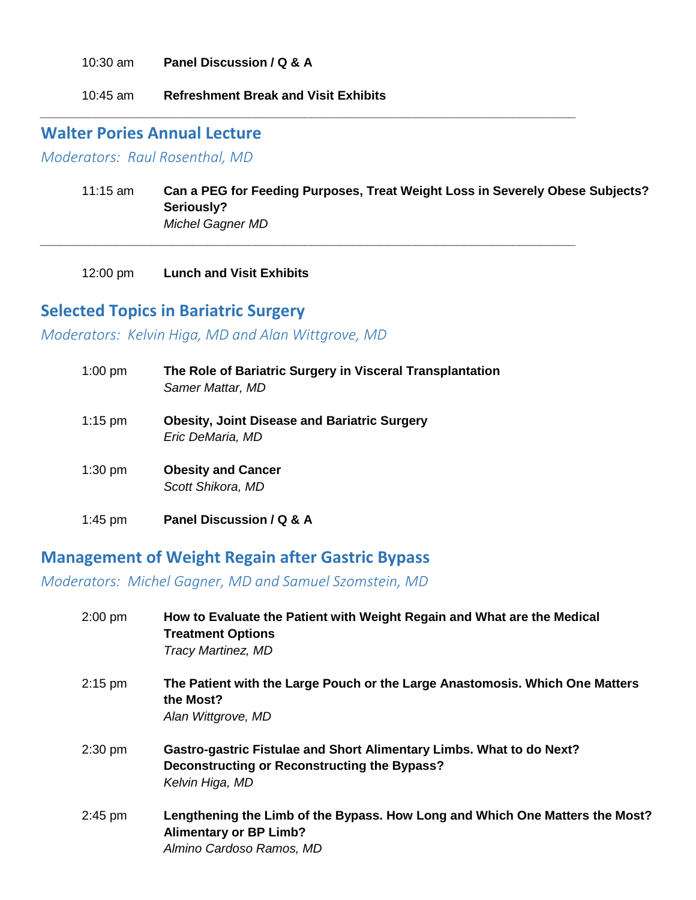10:30 am **Panel Discussion / Q & A**

10:45 am **Refreshment Break and Visit Exhibits**

---

## Walter Pories Annual Lecture

*Moderators: Raul Rosenthal, MD*

11:15 am **Can a PEG for Feeding Purposes, Treat Weight Loss in Severely Obese Subjects? Seriously?**
*Michel Gagner MD*

---

12:00 pm **Lunch and Visit Exhibits**

## Selected Topics in Bariatric Surgery

*Moderators: Kelvin Higa, MD and Alan Wittgrove, MD*

1:00 pm **The Role of Bariatric Surgery in Visceral Transplantation**
*Samer Mattar, MD*

1:15 pm **Obesity, Joint Disease and Bariatric Surgery**
*Eric DeMaria, MD*

1:30 pm **Obesity and Cancer**
*Scott Shikora, MD*

1:45 pm **Panel Discussion / Q & A**

## Management of Weight Regain after Gastric Bypass

*Moderators: Michel Gagner, MD and Samuel Szomstein, MD*

2:00 pm **How to Evaluate the Patient with Weight Regain and What are the Medical Treatment Options**
*Tracy Martinez, MD*

2:15 pm **The Patient with the Large Pouch or the Large Anastomosis. Which One Matters the Most?**
*Alan Wittgrove, MD*

2:30 pm **Gastro-gastric Fistulae and Short Alimentary Limbs. What to do Next? Deconstructing or Reconstructing the Bypass?**
*Kelvin Higa, MD*

2:45 pm **Lengthening the Limb of the Bypass. How Long and Which One Matters the Most? Alimentary or BP Limb?**
*Almino Cardoso Ramos, MD*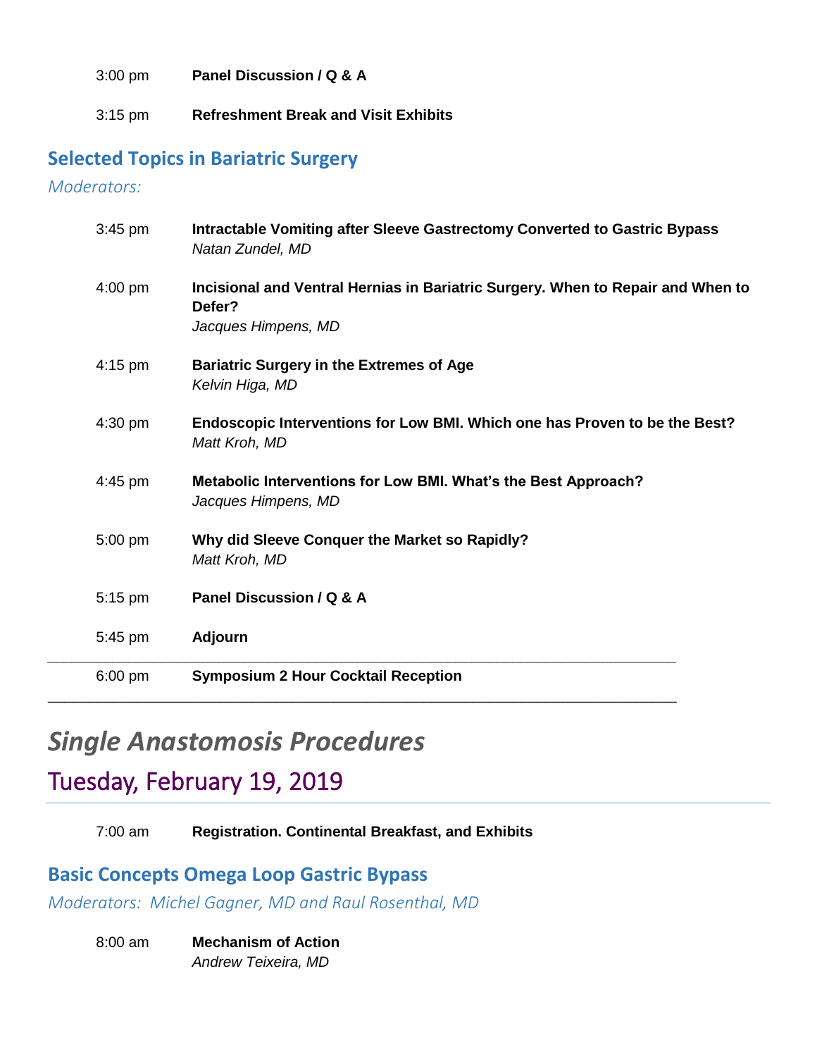3:00 pm **Panel Discussion / Q & A**

3:15 pm **Refreshment Break and Visit Exhibits**

### Selected Topics in Bariatric Surgery

*Moderators:*

3:45 pm **Intractable Vomiting after Sleeve Gastrectomy Converted to Gastric Bypass**
*Natan Zundel, MD*

4:00 pm **Incisional and Ventral Hernias in Bariatric Surgery. When to Repair and When to Defer?**
*Jacques Himpens, MD*

4:15 pm **Bariatric Surgery in the Extremes of Age**
*Kelvin Higa, MD*

4:30 pm **Endoscopic Interventions for Low BMI. Which one has Proven to be the Best?**
*Matt Kroh, MD*

4:45 pm **Metabolic Interventions for Low BMI. What's the Best Approach?**
*Jacques Himpens, MD*

5:00 pm **Why did Sleeve Conquer the Market so Rapidly?**
*Matt Kroh, MD*

5:15 pm **Panel Discussion / Q & A**

5:45 pm **Adjourn**

---

6:00 pm **Symposium 2 Hour Cocktail Reception**

---

# *Single Anastomosis Procedures*

## Tuesday, February 19, 2019

7:00 am **Registration. Continental Breakfast, and Exhibits**

### Basic Concepts Omega Loop Gastric Bypass

*Moderators: Michel Gagner, MD and Raul Rosenthal, MD*

8:00 am **Mechanism of Action**
*Andrew Teixeira, MD*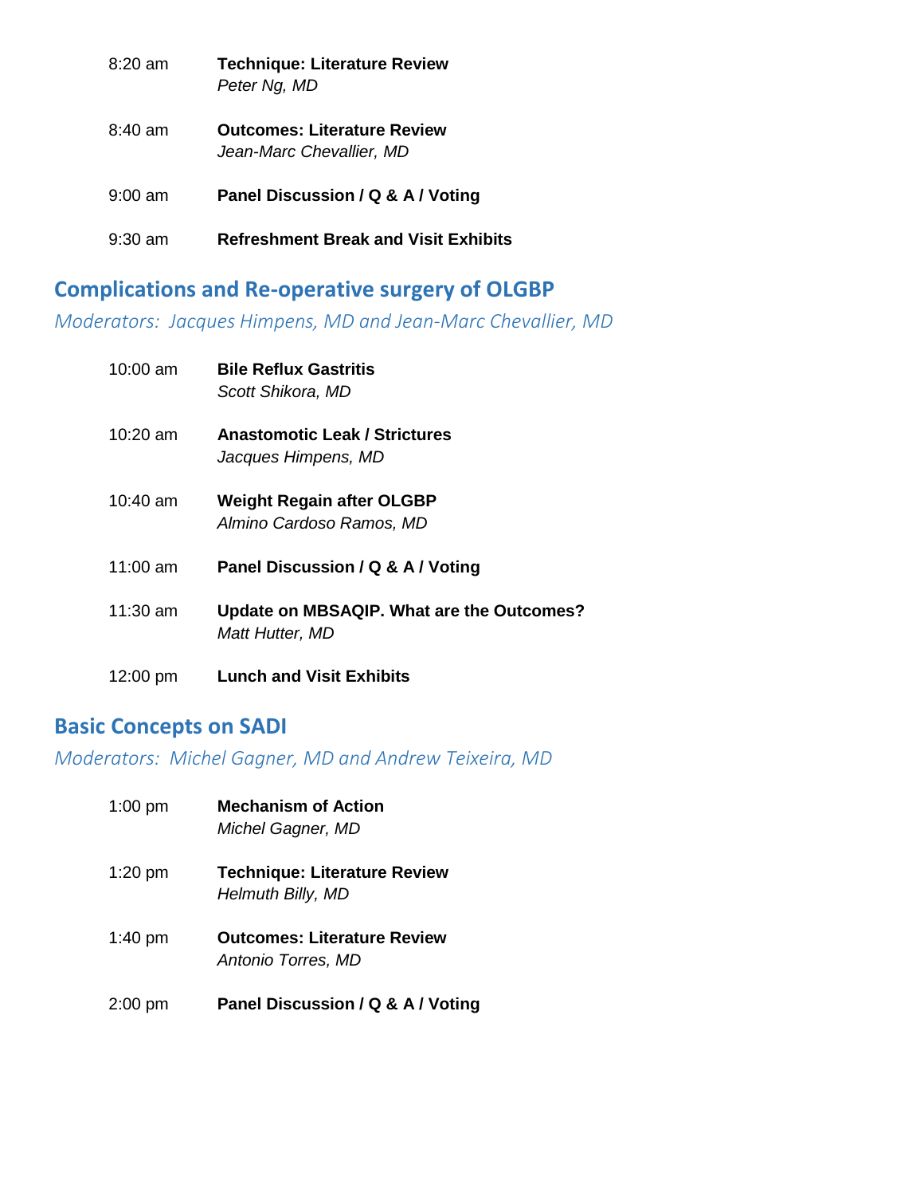8:20 am **Technique: Literature Review**
*Peter Ng, MD*

8:40 am **Outcomes: Literature Review**
*Jean-Marc Chevallier, MD*

9:00 am **Panel Discussion / Q & A / Voting**

9:30 am **Refreshment Break and Visit Exhibits**

## Complications and Re-operative surgery of OLGBP

*Moderators: Jacques Himpens, MD and Jean-Marc Chevallier, MD*

10:00 am **Bile Reflux Gastritis**
*Scott Shikora, MD*

10:20 am **Anastomotic Leak / Strictures**
*Jacques Himpens, MD*

10:40 am **Weight Regain after OLGBP**
*Almino Cardoso Ramos, MD*

11:00 am **Panel Discussion / Q & A / Voting**

11:30 am **Update on MBSAQIP. What are the Outcomes?**
*Matt Hutter, MD*

12:00 pm **Lunch and Visit Exhibits**

## Basic Concepts on SADI

*Moderators: Michel Gagner, MD and Andrew Teixeira, MD*

1:00 pm **Mechanism of Action**
*Michel Gagner, MD*

1:20 pm **Technique: Literature Review**
*Helmuth Billy, MD*

1:40 pm **Outcomes: Literature Review**
*Antonio Torres, MD*

2:00 pm **Panel Discussion / Q & A / Voting**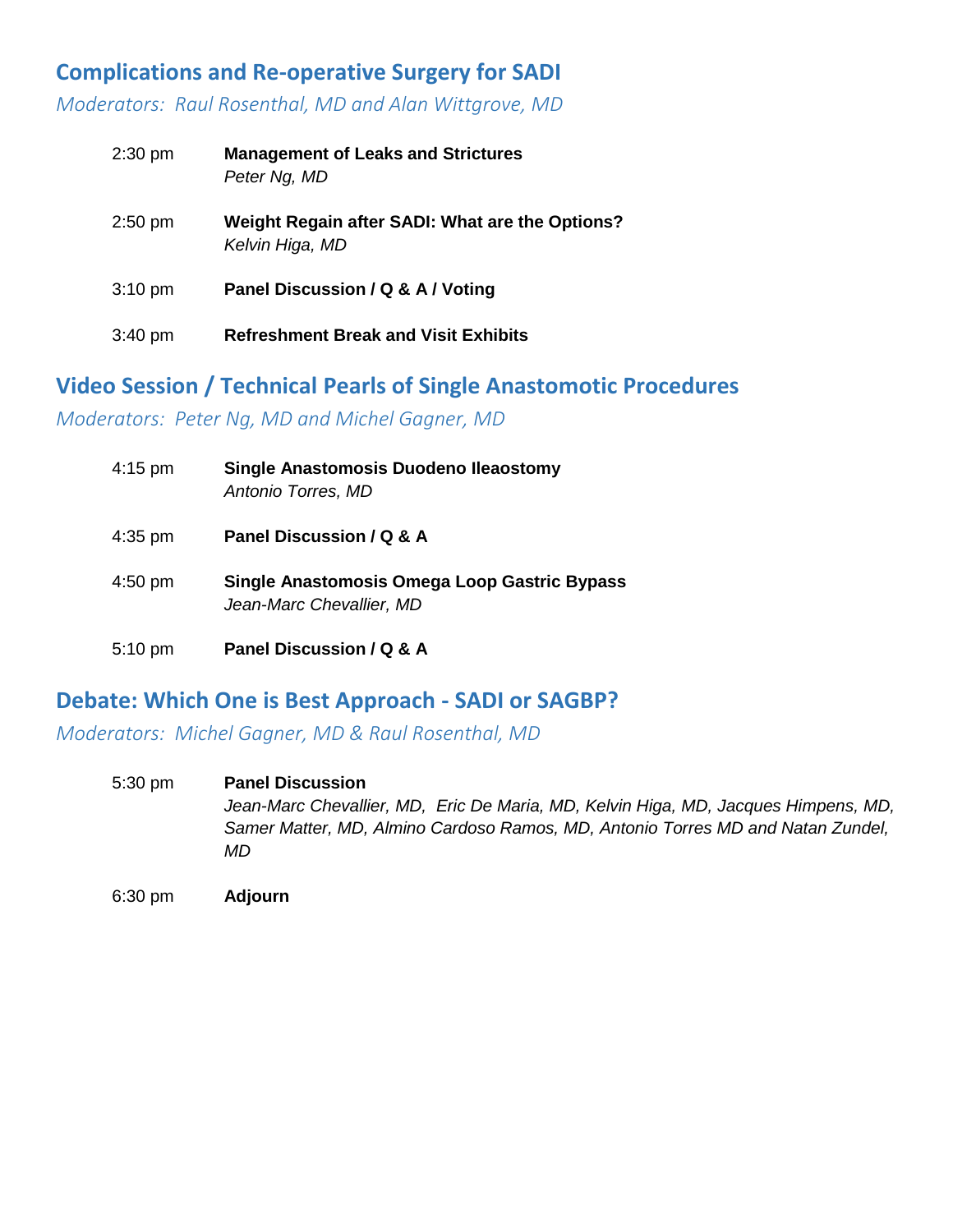## Complications and Re-operative Surgery for SADI

*Moderators: Raul Rosenthal, MD and Alan Wittgrove, MD*

2:30 pm **Management of Leaks and Strictures**
*Peter Ng, MD*

2:50 pm **Weight Regain after SADI: What are the Options?**
*Kelvin Higa, MD*

3:10 pm **Panel Discussion / Q & A / Voting**

3:40 pm **Refreshment Break and Visit Exhibits**

## Video Session / Technical Pearls of Single Anastomotic Procedures

*Moderators: Peter Ng, MD and Michel Gagner, MD*

4:15 pm **Single Anastomosis Duodeno Ileaostomy**
*Antonio Torres, MD*

4:35 pm **Panel Discussion / Q & A**

4:50 pm **Single Anastomosis Omega Loop Gastric Bypass**
*Jean-Marc Chevallier, MD*

5:10 pm **Panel Discussion / Q & A**

## Debate: Which One is Best Approach - SADI or SAGBP?

*Moderators: Michel Gagner, MD & Raul Rosenthal, MD*

5:30 pm **Panel Discussion**
*Jean-Marc Chevallier, MD, Eric De Maria, MD, Kelvin Higa, MD, Jacques Himpens, MD, Samer Matter, MD, Almino Cardoso Ramos, MD, Antonio Torres MD and Natan Zundel, MD*

6:30 pm **Adjourn**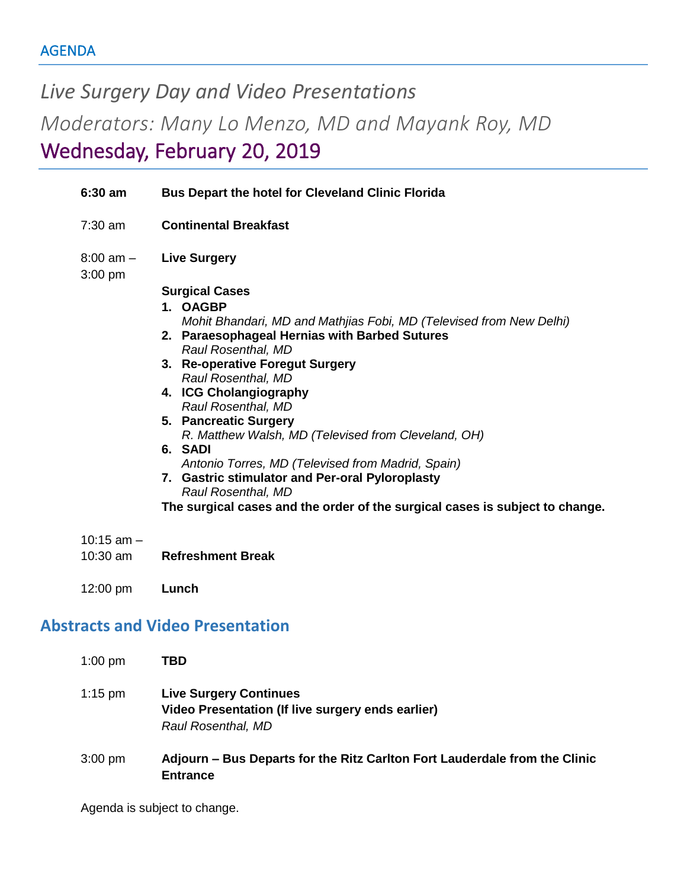## AGENDA

# *Live Surgery Day and Video Presentations*

## *Moderators: Many Lo Menzo, MD and Mayank Roy, MD*

## Wednesday, February 20, 2019

**6:30 am** — **Bus Depart the hotel for Cleveland Clinic Florida**

7:30 am — **Continental Breakfast**

8:00 am – 3:00 pm — **Live Surgery**

**Surgical Cases**

1. **OAGBP**
   *Mohit Bhandari, MD and Mathjias Fobi, MD (Televised from New Delhi)*
2. **Paraesophageal Hernias with Barbed Sutures**
   *Raul Rosenthal, MD*
3. **Re-operative Foregut Surgery**
   *Raul Rosenthal, MD*
4. **ICG Cholangiography**
   *Raul Rosenthal, MD*
5. **Pancreatic Surgery**
   *R. Matthew Walsh, MD (Televised from Cleveland, OH)*
6. **SADI**
   *Antonio Torres, MD (Televised from Madrid, Spain)*
7. **Gastric stimulator and Per-oral Pyloroplasty**
   *Raul Rosenthal, MD*

**The surgical cases and the order of the surgical cases is subject to change.**

10:15 am – 10:30 am — **Refreshment Break**

12:00 pm — **Lunch**

## Abstracts and Video Presentation

1:00 pm — **TBD**

1:15 pm — **Live Surgery Continues**
**Video Presentation (If live surgery ends earlier)**
*Raul Rosenthal, MD*

3:00 pm — **Adjourn – Bus Departs for the Ritz Carlton Fort Lauderdale from the Clinic Entrance**

Agenda is subject to change.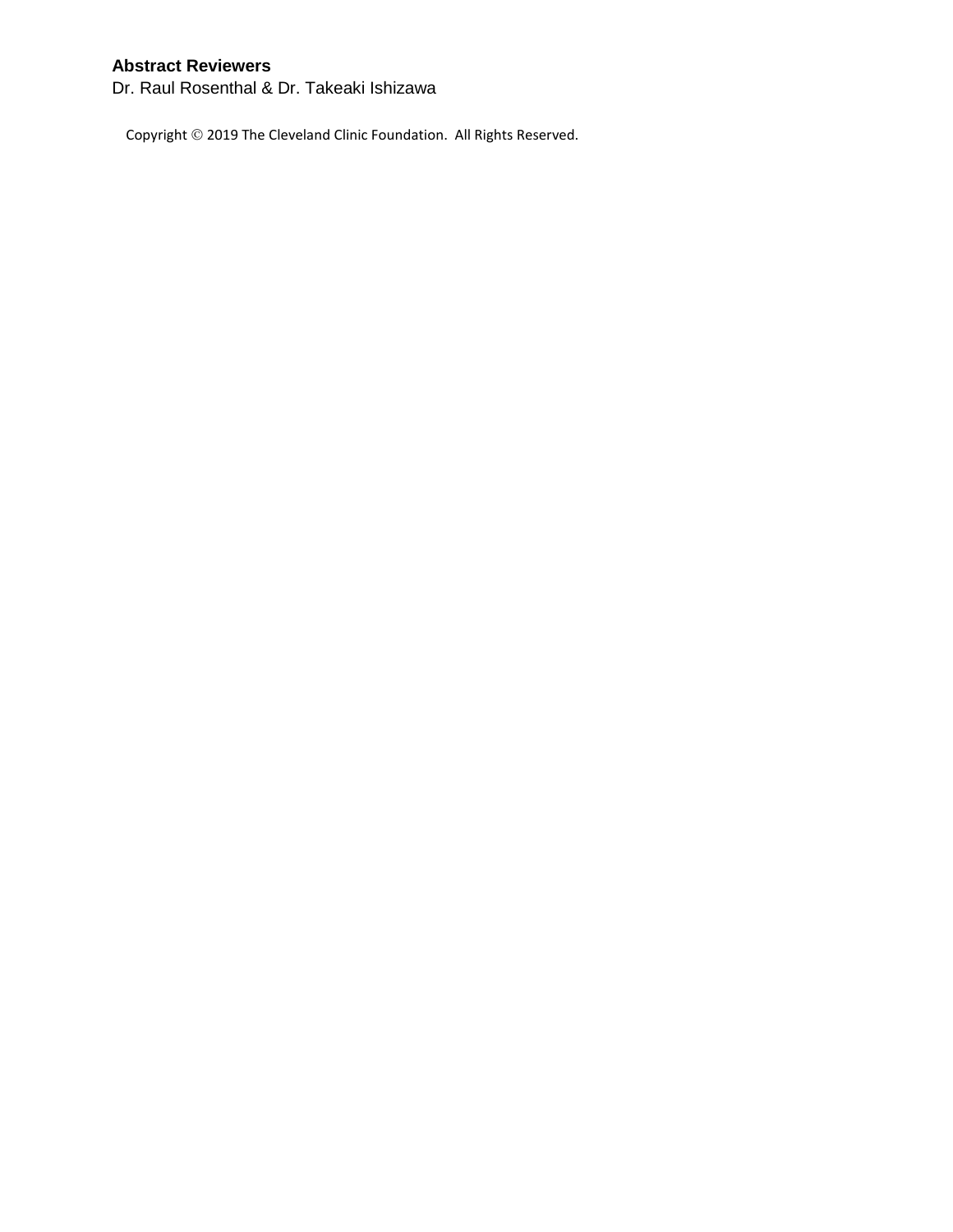**Abstract Reviewers**

Dr. Raul Rosenthal & Dr. Takeaki Ishizawa

Copyright © 2019 The Cleveland Clinic Foundation. All Rights Reserved.